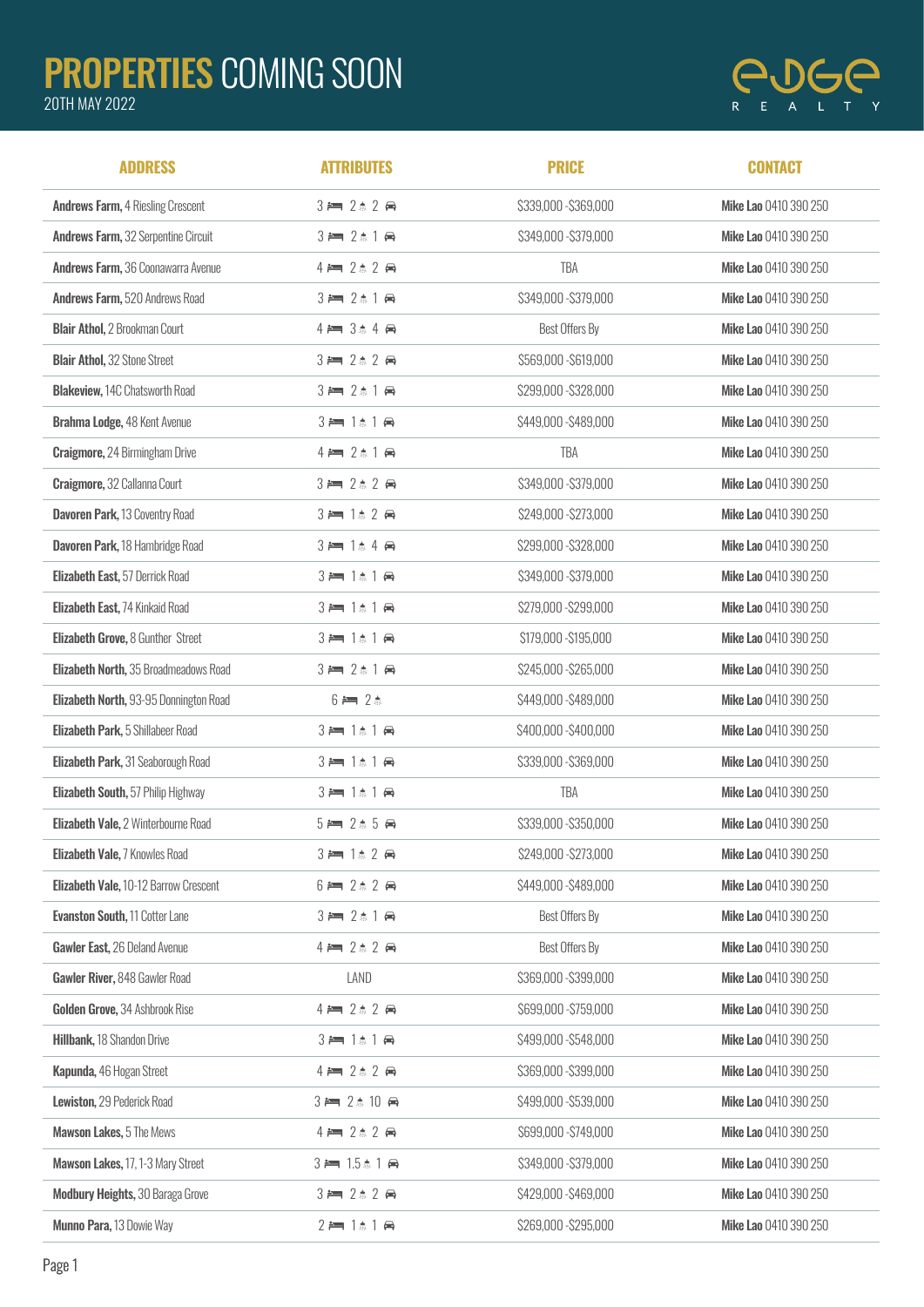# PROPERTIES COMING SOON

20TH MAY 2022

EDGE REALTY

| ADDRESS | ATTRIBUTES | PRICE | CONTACT |
|---|---|---|---|
| **Andrews Farm,** 4 Riesling Crescent | 3 bed 2 bath 2 car | $339,000 -$369,000 | **Mike Lao** 0410 390 250 |
| **Andrews Farm,** 32 Serpentine Circuit | 3 bed 2 bath 1 car | $349,000 -$379,000 | **Mike Lao** 0410 390 250 |
| **Andrews Farm,** 36 Coonawarra Avenue | 4 bed 2 bath 2 car | TBA | **Mike Lao** 0410 390 250 |
| **Andrews Farm,** 520 Andrews Road | 3 bed 2 bath 1 car | $349,000 -$379,000 | **Mike Lao** 0410 390 250 |
| **Blair Athol,** 2 Brookman Court | 4 bed 3 bath 4 car | Best Offers By | **Mike Lao** 0410 390 250 |
| **Blair Athol,** 32 Stone Street | 3 bed 2 bath 2 car | $569,000 -$619,000 | **Mike Lao** 0410 390 250 |
| **Blakeview,** 14C Chatsworth Road | 3 bed 2 bath 1 car | $299,000 -$328,000 | **Mike Lao** 0410 390 250 |
| **Brahma Lodge,** 48 Kent Avenue | 3 bed 1 bath 1 car | $449,000 -$489,000 | **Mike Lao** 0410 390 250 |
| **Craigmore,** 24 Birmingham Drive | 4 bed 2 bath 1 car | TBA | **Mike Lao** 0410 390 250 |
| **Craigmore,** 32 Callanna Court | 3 bed 2 bath 2 car | $349,000 -$379,000 | **Mike Lao** 0410 390 250 |
| **Davoren Park,** 13 Coventry Road | 3 bed 1 bath 2 car | $249,000 -$273,000 | **Mike Lao** 0410 390 250 |
| **Davoren Park,** 18 Hambridge Road | 3 bed 1 bath 4 car | $299,000 -$328,000 | **Mike Lao** 0410 390 250 |
| **Elizabeth East,** 57 Derrick Road | 3 bed 1 bath 1 car | $349,000 -$379,000 | **Mike Lao** 0410 390 250 |
| **Elizabeth East,** 74 Kinkaid Road | 3 bed 1 bath 1 car | $279,000 -$299,000 | **Mike Lao** 0410 390 250 |
| **Elizabeth Grove,** 8 Gunther Street | 3 bed 1 bath 1 car | $179,000 -$195,000 | **Mike Lao** 0410 390 250 |
| **Elizabeth North,** 35 Broadmeadows Road | 3 bed 2 bath 1 car | $245,000 -$265,000 | **Mike Lao** 0410 390 250 |
| **Elizabeth North,** 93-95 Donnington Road | 6 bed 2 bath | $449,000 -$489,000 | **Mike Lao** 0410 390 250 |
| **Elizabeth Park,** 5 Shillabeer Road | 3 bed 1 bath 1 car | $400,000 -$400,000 | **Mike Lao** 0410 390 250 |
| **Elizabeth Park,** 31 Seaborough Road | 3 bed 1 bath 1 car | $339,000 -$369,000 | **Mike Lao** 0410 390 250 |
| **Elizabeth South,** 57 Philip Highway | 3 bed 1 bath 1 car | TBA | **Mike Lao** 0410 390 250 |
| **Elizabeth Vale,** 2 Winterbourne Road | 5 bed 2 bath 5 car | $339,000 -$350,000 | **Mike Lao** 0410 390 250 |
| **Elizabeth Vale,** 7 Knowles Road | 3 bed 1 bath 2 car | $249,000 -$273,000 | **Mike Lao** 0410 390 250 |
| **Elizabeth Vale,** 10-12 Barrow Crescent | 6 bed 2 bath 2 car | $449,000 -$489,000 | **Mike Lao** 0410 390 250 |
| **Evanston South,** 11 Cotter Lane | 3 bed 2 bath 1 car | Best Offers By | **Mike Lao** 0410 390 250 |
| **Gawler East,** 26 Deland Avenue | 4 bed 2 bath 2 car | Best Offers By | **Mike Lao** 0410 390 250 |
| **Gawler River,** 848 Gawler Road | LAND | $369,000 -$399,000 | **Mike Lao** 0410 390 250 |
| **Golden Grove,** 34 Ashbrook Rise | 4 bed 2 bath 2 car | $699,000 -$759,000 | **Mike Lao** 0410 390 250 |
| **Hillbank,** 18 Shandon Drive | 3 bed 1 bath 1 car | $499,000 -$548,000 | **Mike Lao** 0410 390 250 |
| **Kapunda,** 46 Hogan Street | 4 bed 2 bath 2 car | $369,000 -$399,000 | **Mike Lao** 0410 390 250 |
| **Lewiston,** 29 Pederick Road | 3 bed 2 bath 10 car | $499,000 -$539,000 | **Mike Lao** 0410 390 250 |
| **Mawson Lakes,** 5 The Mews | 4 bed 2 bath 2 car | $699,000 -$749,000 | **Mike Lao** 0410 390 250 |
| **Mawson Lakes,** 17, 1-3 Mary Street | 3 bed 1.5 bath 1 car | $349,000 -$379,000 | **Mike Lao** 0410 390 250 |
| **Modbury Heights,** 30 Baraga Grove | 3 bed 2 bath 2 car | $429,000 -$469,000 | **Mike Lao** 0410 390 250 |
| **Munno Para,** 13 Dowie Way | 2 bed 1 bath 1 car | $269,000 -$295,000 | **Mike Lao** 0410 390 250 |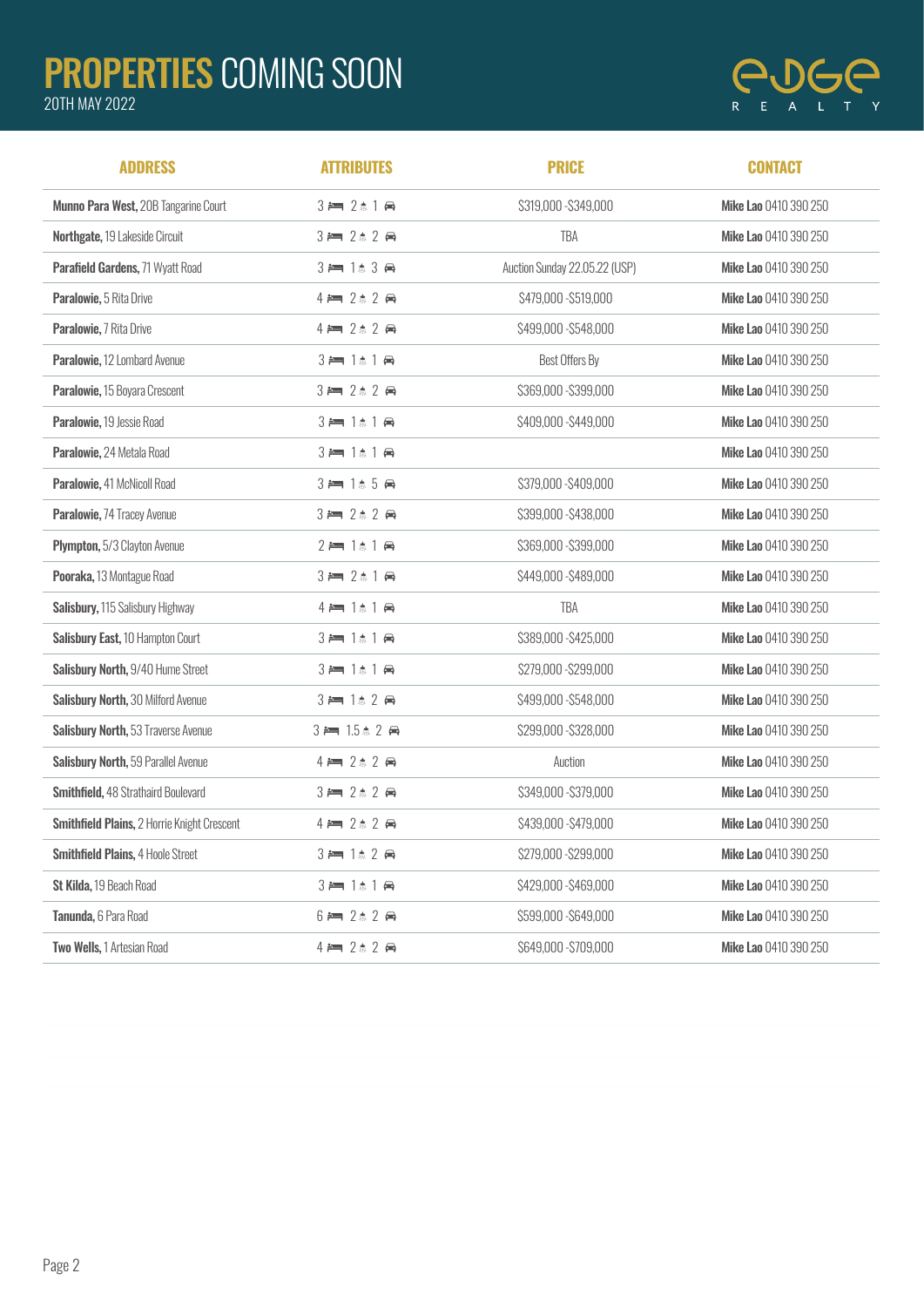# **PROPERTIES** COMING SOON

20TH MAY 2022

EDGE REALTY

| ADDRESS | ATTRIBUTES | PRICE | CONTACT |
|---|---|---|---|
| **Munno Para West,** 20B Tangarine Court | 3 🛏 2 🛁 1 🚗 | $319,000 -$349,000 | **Mike Lao** 0410 390 250 |
| **Northgate,** 19 Lakeside Circuit | 3 🛏 2 🛁 2 🚗 | TBA | **Mike Lao** 0410 390 250 |
| **Parafield Gardens,** 71 Wyatt Road | 3 🛏 1 🛁 3 🚗 | Auction Sunday 22.05.22 (USP) | **Mike Lao** 0410 390 250 |
| **Paralowie,** 5 Rita Drive | 4 🛏 2 🛁 2 🚗 | $479,000 -$519,000 | **Mike Lao** 0410 390 250 |
| **Paralowie,** 7 Rita Drive | 4 🛏 2 🛁 2 🚗 | $499,000 -$548,000 | **Mike Lao** 0410 390 250 |
| **Paralowie,** 12 Lombard Avenue | 3 🛏 1 🛁 1 🚗 | Best Offers By | **Mike Lao** 0410 390 250 |
| **Paralowie,** 15 Boyara Crescent | 3 🛏 2 🛁 2 🚗 | $369,000 -$399,000 | **Mike Lao** 0410 390 250 |
| **Paralowie,** 19 Jessie Road | 3 🛏 1 🛁 1 🚗 | $409,000 -$449,000 | **Mike Lao** 0410 390 250 |
| **Paralowie,** 24 Metala Road | 3 🛏 1 🛁 1 🚗 | | **Mike Lao** 0410 390 250 |
| **Paralowie,** 41 McNicoll Road | 3 🛏 1 🛁 5 🚗 | $379,000 -$409,000 | **Mike Lao** 0410 390 250 |
| **Paralowie,** 74 Tracey Avenue | 3 🛏 2 🛁 2 🚗 | $399,000 -$438,000 | **Mike Lao** 0410 390 250 |
| **Plympton,** 5/3 Clayton Avenue | 2 🛏 1 🛁 1 🚗 | $369,000 -$399,000 | **Mike Lao** 0410 390 250 |
| **Pooraka,** 13 Montague Road | 3 🛏 2 🛁 1 🚗 | $449,000 -$489,000 | **Mike Lao** 0410 390 250 |
| **Salisbury,** 115 Salisbury Highway | 4 🛏 1 🛁 1 🚗 | TBA | **Mike Lao** 0410 390 250 |
| **Salisbury East,** 10 Hampton Court | 3 🛏 1 🛁 1 🚗 | $389,000 -$425,000 | **Mike Lao** 0410 390 250 |
| **Salisbury North,** 9/40 Hume Street | 3 🛏 1 🛁 1 🚗 | $279,000 -$299,000 | **Mike Lao** 0410 390 250 |
| **Salisbury North,** 30 Milford Avenue | 3 🛏 1 🛁 2 🚗 | $499,000 -$548,000 | **Mike Lao** 0410 390 250 |
| **Salisbury North,** 53 Traverse Avenue | 3 🛏 1.5 🛁 2 🚗 | $299,000 -$328,000 | **Mike Lao** 0410 390 250 |
| **Salisbury North,** 59 Parallel Avenue | 4 🛏 2 🛁 2 🚗 | Auction | **Mike Lao** 0410 390 250 |
| **Smithfield,** 48 Strathaird Boulevard | 3 🛏 2 🛁 2 🚗 | $349,000 -$379,000 | **Mike Lao** 0410 390 250 |
| **Smithfield Plains,** 2 Horrie Knight Crescent | 4 🛏 2 🛁 2 🚗 | $439,000 -$479,000 | **Mike Lao** 0410 390 250 |
| **Smithfield Plains,** 4 Hoole Street | 3 🛏 1 🛁 2 🚗 | $279,000 -$299,000 | **Mike Lao** 0410 390 250 |
| **St Kilda,** 19 Beach Road | 3 🛏 1 🛁 1 🚗 | $429,000 -$469,000 | **Mike Lao** 0410 390 250 |
| **Tanunda,** 6 Para Road | 6 🛏 2 🛁 2 🚗 | $599,000 -$649,000 | **Mike Lao** 0410 390 250 |
| **Two Wells,** 1 Artesian Road | 4 🛏 2 🛁 2 🚗 | $649,000 -$709,000 | **Mike Lao** 0410 390 250 |